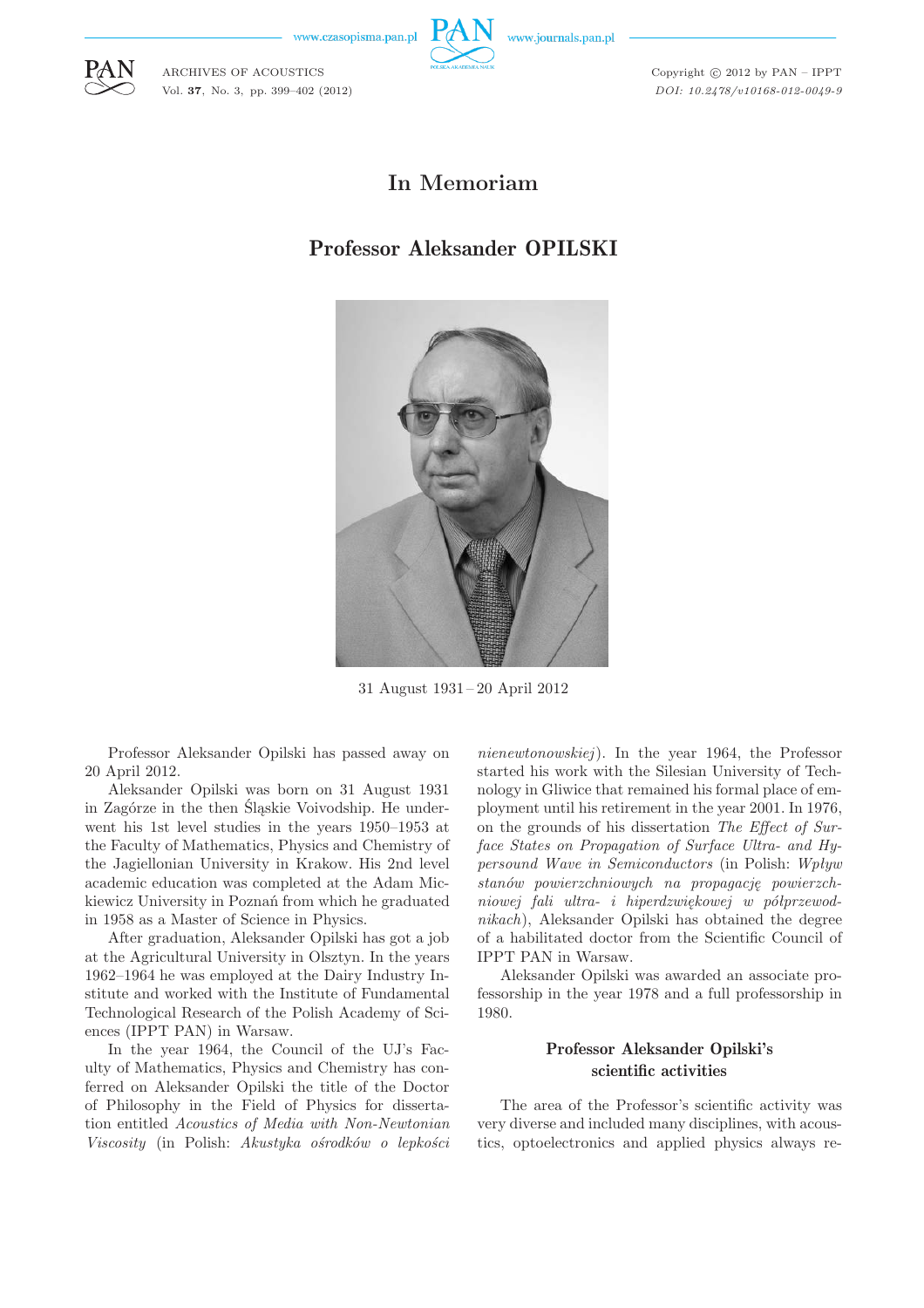# In Memoriam

## Professor Aleksander OPILSKI

31 August 1931 – 20 April 2012

Professor Aleksander Opilski has passed away on 20 April 2012.

Aleksander Opilski was born on 31 August 1931 in Zagórze in the then Śląskie Voivodship. He underwent his 1st level studies in the years 1950–1953 at the Faculty of Mathematics, Physics and Chemistry of the Jagiellonian University in Krakow. His 2nd level academic education was completed at the Adam Mickiewicz University in Poznań from which he graduated in 1958 as a Master of Science in Physics.

After graduation, Aleksander Opilski has got a job at the Agricultural University in Olsztyn. In the years 1962–1964 he was employed at the Dairy Industry Institute and worked with the Institute of Fundamental Technological Research of the Polish Academy of Sciences (IPPT PAN) in Warsaw.

In the year 1964, the Council of the UJ's Faculty of Mathematics, Physics and Chemistry has conferred on Aleksander Opilski the title of the Doctor of Philosophy in the Field of Physics for dissertation entitled *Acoustics of Media with Non-Newtonian Viscosity* (in Polish: *Akustyka ośrodków o lepkości nienewtonowskiej*). In the year 1964, the Professor started his work with the Silesian University of Technology in Gliwice that remained his formal place of employment until his retirement in the year 2001. In 1976, on the grounds of his dissertation *The Effect of Surface States on Propagation of Surface Ultra- and Hypersound Wave in Semiconductors* (in Polish: *Wpływ stanów powierzchniowych na propagację powierzchniowej fali ultra- i hiperdzwiękowej w półprzewodnikach*), Aleksander Opilski has obtained the degree of a habilitated doctor from the Scientific Council of IPPT PAN in Warsaw.

Aleksander Opilski was awarded an associate professorship in the year 1978 and a full professorship in 1980.

### Professor Aleksander Opilski's scientific activities

The area of the Professor's scientific activity was very diverse and included many disciplines, with acoustics, optoelectronics and applied physics always re-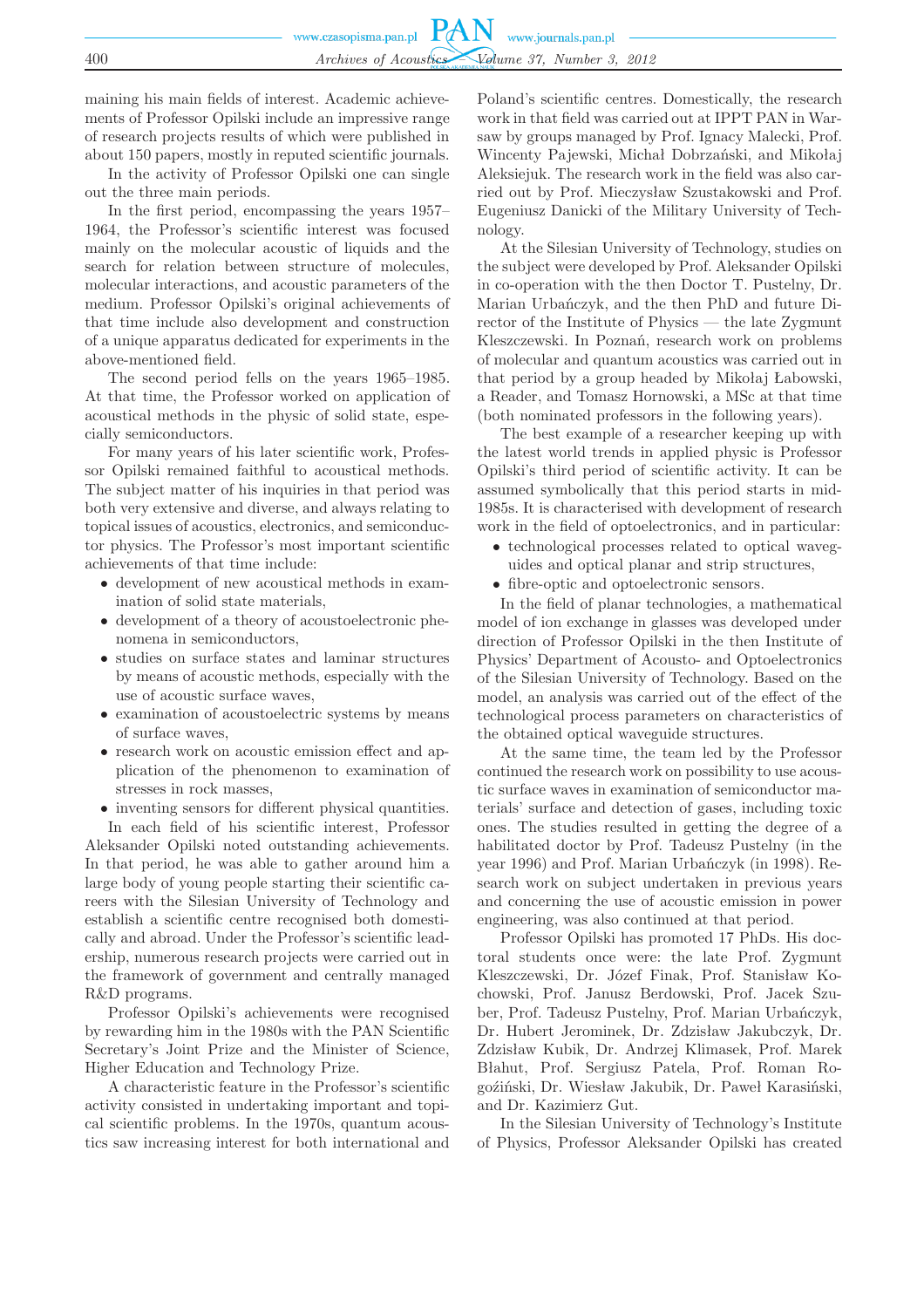maining his main fields of interest. Academic achievements of Professor Opilski include an impressive range of research projects results of which were published in about 150 papers, mostly in reputed scientific journals.

In the activity of Professor Opilski one can single out the three main periods.

In the first period, encompassing the years 1957–1964, the Professor's scientific interest was focused mainly on the molecular acoustic of liquids and the search for relation between structure of molecules, molecular interactions, and acoustic parameters of the medium. Professor Opilski's original achievements of that time include also development and construction of a unique apparatus dedicated for experiments in the above-mentioned field.

The second period fells on the years 1965–1985. At that time, the Professor worked on application of acoustical methods in the physic of solid state, especially semiconductors.

For many years of his later scientific work, Professor Opilski remained faithful to acoustical methods. The subject matter of his inquiries in that period was both very extensive and diverse, and always relating to topical issues of acoustics, electronics, and semiconductor physics. The Professor's most important scientific achievements of that time include:

- development of new acoustical methods in examination of solid state materials,
- development of a theory of acoustoelectronic phenomena in semiconductors,
- studies on surface states and laminar structures by means of acoustic methods, especially with the use of acoustic surface waves,
- examination of acoustoelectric systems by means of surface waves,
- research work on acoustic emission effect and application of the phenomenon to examination of stresses in rock masses,
- inventing sensors for different physical quantities.

In each field of his scientific interest, Professor Aleksander Opilski noted outstanding achievements. In that period, he was able to gather around him a large body of young people starting their scientific careers with the Silesian University of Technology and establish a scientific centre recognised both domestically and abroad. Under the Professor's scientific leadership, numerous research projects were carried out in the framework of government and centrally managed R&D programs.

Professor Opilski's achievements were recognised by rewarding him in the 1980s with the PAN Scientific Secretary's Joint Prize and the Minister of Science, Higher Education and Technology Prize.

A characteristic feature in the Professor's scientific activity consisted in undertaking important and topical scientific problems. In the 1970s, quantum acoustics saw increasing interest for both international and Poland's scientific centres. Domestically, the research work in that field was carried out at IPPT PAN in Warsaw by groups managed by Prof. Ignacy Malecki, Prof. Wincenty Pajewski, Michał Dobrzański, and Mikołaj Aleksiejuk. The research work in the field was also carried out by Prof. Mieczysław Szustakowski and Prof. Eugeniusz Danicki of the Military University of Technology.

At the Silesian University of Technology, studies on the subject were developed by Prof. Aleksander Opilski in co-operation with the then Doctor T. Pustelny, Dr. Marian Urbańczyk, and the then PhD and future Director of the Institute of Physics — the late Zygmunt Kleszczewski. In Poznań, research work on problems of molecular and quantum acoustics was carried out in that period by a group headed by Mikołaj Łabowski, a Reader, and Tomasz Hornowski, a MSc at that time (both nominated professors in the following years).

The best example of a researcher keeping up with the latest world trends in applied physic is Professor Opilski's third period of scientific activity. It can be assumed symbolically that this period starts in mid-1985s. It is characterised with development of research work in the field of optoelectronics, and in particular:

- technological processes related to optical waveguides and optical planar and strip structures,
- fibre-optic and optoelectronic sensors.

In the field of planar technologies, a mathematical model of ion exchange in glasses was developed under direction of Professor Opilski in the then Institute of Physics' Department of Acousto- and Optoelectronics of the Silesian University of Technology. Based on the model, an analysis was carried out of the effect of the technological process parameters on characteristics of the obtained optical waveguide structures.

At the same time, the team led by the Professor continued the research work on possibility to use acoustic surface waves in examination of semiconductor materials' surface and detection of gases, including toxic ones. The studies resulted in getting the degree of a habilitated doctor by Prof. Tadeusz Pustelny (in the year 1996) and Prof. Marian Urbańczyk (in 1998). Research work on subject undertaken in previous years and concerning the use of acoustic emission in power engineering, was also continued at that period.

Professor Opilski has promoted 17 PhDs. His doctoral students once were: the late Prof. Zygmunt Kleszczewski, Dr. Józef Finak, Prof. Stanisław Kochowski, Prof. Janusz Berdowski, Prof. Jacek Szuber, Prof. Tadeusz Pustelny, Prof. Marian Urbańczyk, Dr. Hubert Jerominek, Dr. Zdzisław Jakubczyk, Dr. Zdzisław Kubik, Dr. Andrzej Klimasek, Prof. Marek Błahut, Prof. Sergiusz Patela, Prof. Roman Rogoziński, Dr. Wiesław Jakubik, Dr. Paweł Karasiński, and Dr. Kazimierz Gut.

In the Silesian University of Technology's Institute of Physics, Professor Aleksander Opilski has created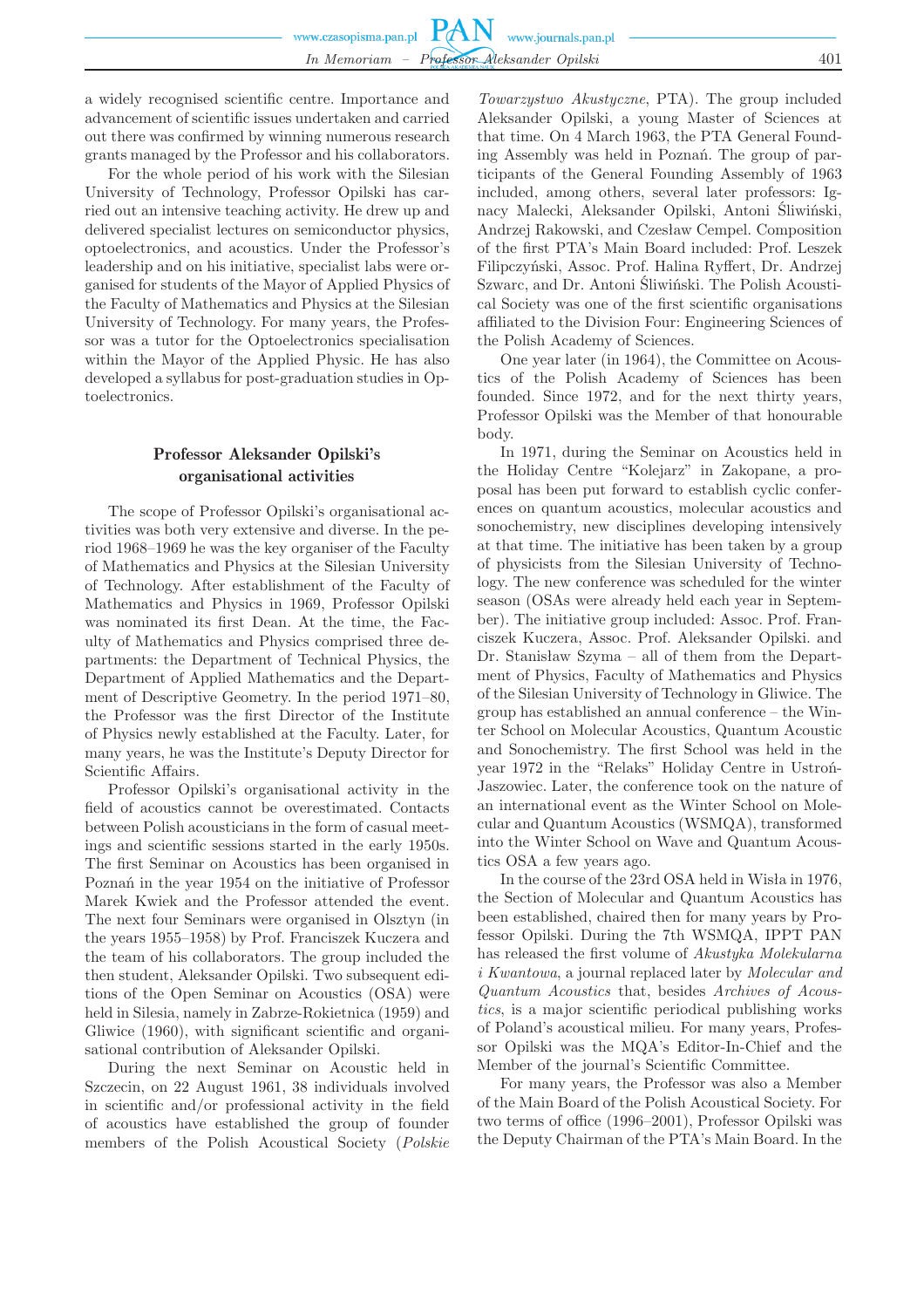a widely recognised scientific centre. Importance and advancement of scientific issues undertaken and carried out there was confirmed by winning numerous research grants managed by the Professor and his collaborators.

For the whole period of his work with the Silesian University of Technology, Professor Opilski has carried out an intensive teaching activity. He drew up and delivered specialist lectures on semiconductor physics, optoelectronics, and acoustics. Under the Professor's leadership and on his initiative, specialist labs were organised for students of the Mayor of Applied Physics of the Faculty of Mathematics and Physics at the Silesian University of Technology. For many years, the Professor was a tutor for the Optoelectronics specialisation within the Mayor of the Applied Physic. He has also developed a syllabus for post-graduation studies in Optoelectronics.

## Professor Aleksander Opilski's organisational activities

The scope of Professor Opilski's organisational activities was both very extensive and diverse. In the period 1968–1969 he was the key organiser of the Faculty of Mathematics and Physics at the Silesian University of Technology. After establishment of the Faculty of Mathematics and Physics in 1969, Professor Opilski was nominated its first Dean. At the time, the Faculty of Mathematics and Physics comprised three departments: the Department of Technical Physics, the Department of Applied Mathematics and the Department of Descriptive Geometry. In the period 1971–80, the Professor was the first Director of the Institute of Physics newly established at the Faculty. Later, for many years, he was the Institute's Deputy Director for Scientific Affairs.

Professor Opilski's organisational activity in the field of acoustics cannot be overestimated. Contacts between Polish acousticians in the form of casual meetings and scientific sessions started in the early 1950s. The first Seminar on Acoustics has been organised in Poznań in the year 1954 on the initiative of Professor Marek Kwiek and the Professor attended the event. The next four Seminars were organised in Olsztyn (in the years 1955–1958) by Prof. Franciszek Kuczera and the team of his collaborators. The group included the then student, Aleksander Opilski. Two subsequent editions of the Open Seminar on Acoustics (OSA) were held in Silesia, namely in Zabrze-Rokietnica (1959) and Gliwice (1960), with significant scientific and organisational contribution of Aleksander Opilski.

During the next Seminar on Acoustic held in Szczecin, on 22 August 1961, 38 individuals involved in scientific and/or professional activity in the field of acoustics have established the group of founder members of the Polish Acoustical Society (*Polskie Towarzystwo Akustyczne*, PTA). The group included Aleksander Opilski, a young Master of Sciences at that time. On 4 March 1963, the PTA General Founding Assembly was held in Poznań. The group of participants of the General Founding Assembly of 1963 included, among others, several later professors: Ignacy Malecki, Aleksander Opilski, Antoni Śliwiński, Andrzej Rakowski, and Czesław Cempel. Composition of the first PTA's Main Board included: Prof. Leszek Filipczyński, Assoc. Prof. Halina Ryffert, Dr. Andrzej Szwarc, and Dr. Antoni Śliwiński. The Polish Acoustical Society was one of the first scientific organisations affiliated to the Division Four: Engineering Sciences of the Polish Academy of Sciences.

One year later (in 1964), the Committee on Acoustics of the Polish Academy of Sciences has been founded. Since 1972, and for the next thirty years, Professor Opilski was the Member of that honourable body.

In 1971, during the Seminar on Acoustics held in the Holiday Centre "Kolejarz" in Zakopane, a proposal has been put forward to establish cyclic conferences on quantum acoustics, molecular acoustics and sonochemistry, new disciplines developing intensively at that time. The initiative has been taken by a group of physicists from the Silesian University of Technology. The new conference was scheduled for the winter season (OSAs were already held each year in September). The initiative group included: Assoc. Prof. Franciszek Kuczera, Assoc. Prof. Aleksander Opilski. and Dr. Stanisław Szyma – all of them from the Department of Physics, Faculty of Mathematics and Physics of the Silesian University of Technology in Gliwice. The group has established an annual conference – the Winter School on Molecular Acoustics, Quantum Acoustic and Sonochemistry. The first School was held in the year 1972 in the "Relaks" Holiday Centre in Ustroń-Jaszowiec. Later, the conference took on the nature of an international event as the Winter School on Molecular and Quantum Acoustics (WSMQA), transformed into the Winter School on Wave and Quantum Acoustics OSA a few years ago.

In the course of the 23rd OSA held in Wisła in 1976, the Section of Molecular and Quantum Acoustics has been established, chaired then for many years by Professor Opilski. During the 7th WSMQA, IPPT PAN has released the first volume of *Akustyka Molekularna i Kwantowa*, a journal replaced later by *Molecular and Quantum Acoustics* that, besides *Archives of Acoustics*, is a major scientific periodical publishing works of Poland's acoustical milieu. For many years, Professor Opilski was the MQA's Editor-In-Chief and the Member of the journal's Scientific Committee.

For many years, the Professor was also a Member of the Main Board of the Polish Acoustical Society. For two terms of office (1996–2001), Professor Opilski was the Deputy Chairman of the PTA's Main Board. In the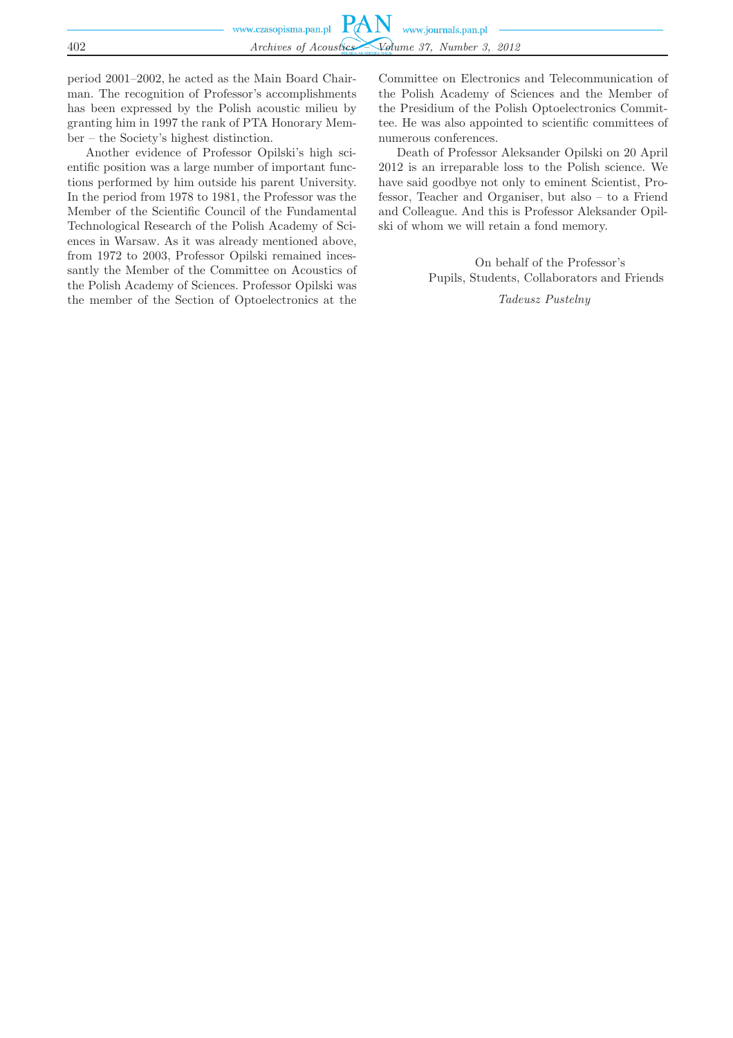period 2001–2002, he acted as the Main Board Chairman. The recognition of Professor's accomplishments has been expressed by the Polish acoustic milieu by granting him in 1997 the rank of PTA Honorary Member – the Society's highest distinction.

Another evidence of Professor Opilski's high scientific position was a large number of important functions performed by him outside his parent University. In the period from 1978 to 1981, the Professor was the Member of the Scientific Council of the Fundamental Technological Research of the Polish Academy of Sciences in Warsaw. As it was already mentioned above, from 1972 to 2003, Professor Opilski remained incessantly the Member of the Committee on Acoustics of the Polish Academy of Sciences. Professor Opilski was the member of the Section of Optoelectronics at the Committee on Electronics and Telecommunication of the Polish Academy of Sciences and the Member of the Presidium of the Polish Optoelectronics Committee. He was also appointed to scientific committees of numerous conferences.

Death of Professor Aleksander Opilski on 20 April 2012 is an irreparable loss to the Polish science. We have said goodbye not only to eminent Scientist, Professor, Teacher and Organiser, but also – to a Friend and Colleague. And this is Professor Aleksander Opilski of whom we will retain a fond memory.

On behalf of the Professor's
Pupils, Students, Collaborators and Friends

*Tadeusz Pustelny*